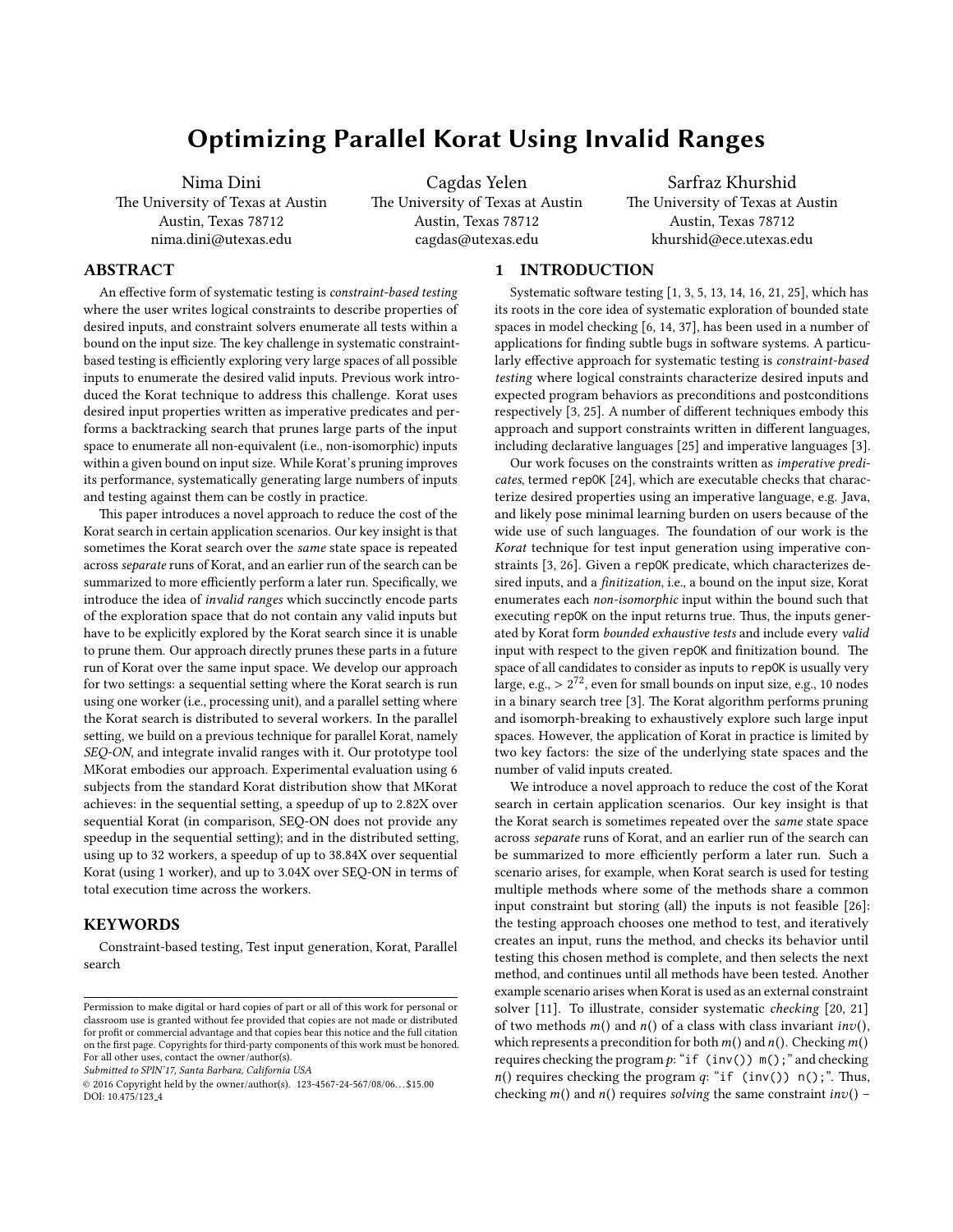# Optimizing Parallel Korat Using Invalid Ranges

Nima Dini
The University of Texas at Austin
Austin, Texas 78712
nima.dini@utexas.edu

Cagdas Yelen
The University of Texas at Austin
Austin, Texas 78712
cagdas@utexas.edu

Sarfraz Khurshid
The University of Texas at Austin
Austin, Texas 78712
khurshid@ece.utexas.edu

## ABSTRACT

An effective form of systematic testing is *constraint-based testing* where the user writes logical constraints to describe properties of desired inputs, and constraint solvers enumerate all tests within a bound on the input size. The key challenge in systematic constraint-based testing is efficiently exploring very large spaces of all possible inputs to enumerate the desired valid inputs. Previous work introduced the Korat technique to address this challenge. Korat uses desired input properties written as imperative predicates and performs a backtracking search that prunes large parts of the input space to enumerate all non-equivalent (i.e., non-isomorphic) inputs within a given bound on input size. While Korat's pruning improves its performance, systematically generating large numbers of inputs and testing against them can be costly in practice.

This paper introduces a novel approach to reduce the cost of the Korat search in certain application scenarios. Our key insight is that sometimes the Korat search over the *same* state space is repeated across *separate* runs of Korat, and an earlier run of the search can be summarized to more efficiently perform a later run. Specifically, we introduce the idea of *invalid ranges* which succinctly encode parts of the exploration space that do not contain any valid inputs but have to be explicitly explored by the Korat search since it is unable to prune them. Our approach directly prunes these parts in a future run of Korat over the same input space. We develop our approach for two settings: a sequential setting where the Korat search is run using one worker (i.e., processing unit), and a parallel setting where the Korat search is distributed to several workers. In the parallel setting, we build on a previous technique for parallel Korat, namely *SEQ-ON*, and integrate invalid ranges with it. Our prototype tool MKorat embodies our approach. Experimental evaluation using 6 subjects from the standard Korat distribution show that MKorat achieves: in the sequential setting, a speedup of up to 2.82X over sequential Korat (in comparison, SEQ-ON does not provide any speedup in the sequential setting); and in the distributed setting, using up to 32 workers, a speedup of up to 38.84X over sequential Korat (using 1 worker), and up to 3.04X over SEQ-ON in terms of total execution time across the workers.

## KEYWORDS

Constraint-based testing, Test input generation, Korat, Parallel search

Permission to make digital or hard copies of part or all of this work for personal or classroom use is granted without fee provided that copies are not made or distributed for profit or commercial advantage and that copies bear this notice and the full citation on the first page. Copyrights for third-party components of this work must be honored. For all other uses, contact the owner/author(s).
*Submitted to SPIN'17, Santa Barbara, California USA*
© 2016 Copyright held by the owner/author(s). 123-4567-24-567/08/06…$15.00
DOI: 10.475/123_4

## 1 INTRODUCTION

Systematic software testing [1, 3, 5, 13, 14, 16, 21, 25], which has its roots in the core idea of systematic exploration of bounded state spaces in model checking [6, 14, 37], has been used in a number of applications for finding subtle bugs in software systems. A particularly effective approach for systematic testing is *constraint-based testing* where logical constraints characterize desired inputs and expected program behaviors as preconditions and postconditions respectively [3, 25]. A number of different techniques embody this approach and support constraints written in different languages, including declarative languages [25] and imperative languages [3].

Our work focuses on the constraints written as *imperative predicates*, termed `repOK` [24], which are executable checks that characterize desired properties using an imperative language, e.g. Java, and likely pose minimal learning burden on users because of the wide use of such languages. The foundation of our work is the *Korat* technique for test input generation using imperative constraints [3, 26]. Given a `repOK` predicate, which characterizes desired inputs, and a *finitization*, i.e., a bound on the input size, Korat enumerates each *non-isomorphic* input within the bound such that executing `repOK` on the input returns true. Thus, the inputs generated by Korat form *bounded exhaustive tests* and include every *valid* input with respect to the given `repOK` and finitization bound. The space of all candidates to consider as inputs to `repOK` is usually very large, e.g., $> 2^{72}$, even for small bounds on input size, e.g., 10 nodes in a binary search tree [3]. The Korat algorithm performs pruning and isomorph-breaking to exhaustively explore such large input spaces. However, the application of Korat in practice is limited by two key factors: the size of the underlying state spaces and the number of valid inputs created.

We introduce a novel approach to reduce the cost of the Korat search in certain application scenarios. Our key insight is that the Korat search is sometimes repeated over the *same* state space across *separate* runs of Korat, and an earlier run of the search can be summarized to more efficiently perform a later run. Such a scenario arises, for example, when Korat search is used for testing multiple methods where some of the methods share a common input constraint but storing (all) the inputs is not feasible [26]: the testing approach chooses one method to test, and iteratively creates an input, runs the method, and checks its behavior until testing this chosen method is complete, and then selects the next method, and continues until all methods have been tested. Another example scenario arises when Korat is used as an external constraint solver [11]. To illustrate, consider systematic *checking* [20, 21] of two methods $m()$ and $n()$ of a class with class invariant $inv()$, which represents a precondition for both $m()$ and $n()$. Checking $m()$ requires checking the program $p$: "`if (inv()) m();`" and checking $n()$ requires checking the program $q$: "`if (inv()) n();`". Thus, checking $m()$ and $n()$ requires *solving* the same constraint $inv()$ –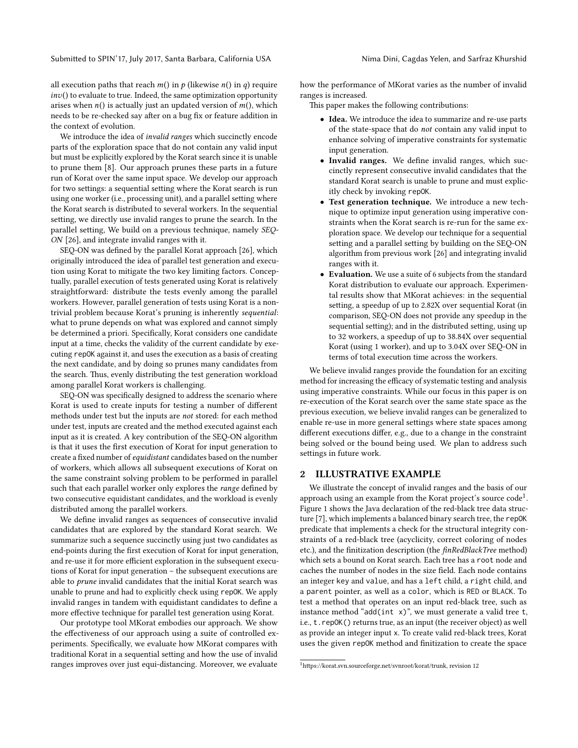all execution paths that reach $m()$ in $p$ (likewise $n()$ in $q$) require $inv()$ to evaluate to true. Indeed, the same optimization opportunity arises when $n()$ is actually just an updated version of $m()$, which needs to be re-checked say after on a bug fix or feature addition in the context of evolution.

We introduce the idea of *invalid ranges* which succinctly encode parts of the exploration space that do not contain any valid input but must be explicitly explored by the Korat search since it is unable to prune them [8]. Our approach prunes these parts in a future run of Korat over the same input space. We develop our approach for two settings: a sequential setting where the Korat search is run using one worker (i.e., processing unit), and a parallel setting where the Korat search is distributed to several workers. In the sequential setting, we directly use invalid ranges to prune the search. In the parallel setting, We build on a previous technique, namely *SEQ-ON* [26], and integrate invalid ranges with it.

SEQ-ON was defined by the parallel Korat approach [26], which originally introduced the idea of parallel test generation and execution using Korat to mitigate the two key limiting factors. Conceptually, parallel execution of tests generated using Korat is relatively straightforward: distribute the tests evenly among the parallel workers. However, parallel generation of tests using Korat is a non-trivial problem because Korat's pruning is inherently *sequential*: what to prune depends on what was explored and cannot simply be determined a priori. Specifically, Korat considers one candidate input at a time, checks the validity of the current candidate by executing `repOK` against it, and uses the execution as a basis of creating the next candidate, and by doing so prunes many candidates from the search. Thus, evenly distributing the test generation workload among parallel Korat workers is challenging.

SEQ-ON was specifically designed to address the scenario where Korat is used to create inputs for testing a number of different methods under test but the inputs are *not* stored: for each method under test, inputs are created and the method executed against each input as it is created. A key contribution of the SEQ-ON algorithm is that it uses the first execution of Korat for input generation to create a fixed number of *equidistant* candidates based on the number of workers, which allows all subsequent executions of Korat on the same constraint solving problem to be performed in parallel such that each parallel worker only explores the *range* defined by two consecutive equidistant candidates, and the workload is evenly distributed among the parallel workers.

We define invalid ranges as sequences of consecutive invalid candidates that are explored by the standard Korat search. We summarize such a sequence succinctly using just two candidates as end-points during the first execution of Korat for input generation, and re-use it for more efficient exploration in the subsequent executions of Korat for input generation – the subsequent executions are able to *prune* invalid candidates that the initial Korat search was unable to prune and had to explicitly check using `repOK`. We apply invalid ranges in tandem with equidistant candidates to define a more effective technique for parallel test generation using Korat.

Our prototype tool MKorat embodies our approach. We show the effectiveness of our approach using a suite of controlled experiments. Specifically, we evaluate how MKorat compares with traditional Korat in a sequential setting and how the use of invalid ranges improves over just equi-distancing. Moreover, we evaluate how the performance of MKorat varies as the number of invalid ranges is increased.

This paper makes the following contributions:

- **Idea.** We introduce the idea to summarize and re-use parts of the state-space that do *not* contain any valid input to enhance solving of imperative constraints for systematic input generation.
- **Invalid ranges.** We define invalid ranges, which succinctly represent consecutive invalid candidates that the standard Korat search is unable to prune and must explicitly check by invoking `repOK`.
- **Test generation technique.** We introduce a new technique to optimize input generation using imperative constraints when the Korat search is re-run for the same exploration space. We develop our technique for a sequential setting and a parallel setting by building on the SEQ-ON algorithm from previous work [26] and integrating invalid ranges with it.
- **Evaluation.** We use a suite of 6 subjects from the standard Korat distribution to evaluate our approach. Experimental results show that MKorat achieves: in the sequential setting, a speedup of up to 2.82X over sequential Korat (in comparison, SEQ-ON does not provide any speedup in the sequential setting); and in the distributed setting, using up to 32 workers, a speedup of up to 38.84X over sequential Korat (using 1 worker), and up to 3.04X over SEQ-ON in terms of total execution time across the workers.

We believe invalid ranges provide the foundation for an exciting method for increasing the efficacy of systematic testing and analysis using imperative constraints. While our focus in this paper is on re-execution of the Korat search over the same state space as the previous execution, we believe invalid ranges can be generalized to enable re-use in more general settings where state spaces among different executions differ, e.g., due to a change in the constraint being solved or the bound being used. We plan to address such settings in future work.

## 2 ILLUSTRATIVE EXAMPLE

We illustrate the concept of invalid ranges and the basis of our approach using an example from the Korat project's source code[1]. Figure 1 shows the Java declaration of the red-black tree data structure [7], which implements a balanced binary search tree, the `repOK` predicate that implements a check for the structural integrity constraints of a red-black tree (acyclicity, correct coloring of nodes etc.), and the finitization description (the *finRedBlackTree* method) which sets a bound on Korat search. Each tree has a `root` node and caches the number of nodes in the size field. Each node contains an integer `key` and `value`, and has a `left` child, a `right` child, and a `parent` pointer, as well as a `color`, which is `RED` or `BLACK`. To test a method that operates on an input red-black tree, such as instance method "`add(int x)`", we must generate a valid tree `t`, i.e., `t.repOK()` returns true, as an input (the receiver object) as well as provide an integer input `x`. To create valid red-black trees, Korat uses the given `repOK` method and finitization to create the space

[1] https://korat.svn.sourceforge.net/svnroot/korat/trunk, revision 12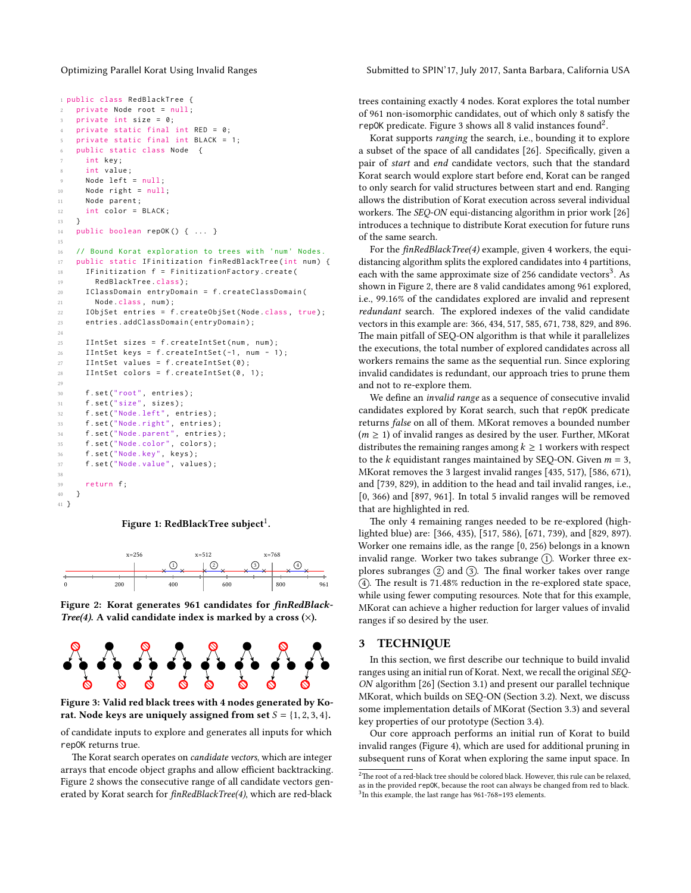```java
public class RedBlackTree {
  private Node root = null;
  private int size = 0;
  private static final int RED = 0;
  private static final int BLACK = 1;
  public static class Node  {
    int key;
    int value;
    Node left = null;
    Node right = null;
    Node parent;
    int color = BLACK;
  }
  public boolean repOK() { ... }

  // Bound Korat exploration to trees with 'num' Nodes.
  public static IFinitization finRedBlackTree(int num) {
    IFinitization f = FinitizationFactory.create(
      RedBlackTree.class);
    IClassDomain entryDomain = f.createClassDomain(
      Node.class, num);
    IObjSet entries = f.createObjSet(Node.class, true);
    entries.addClassDomain(entryDomain);

    IIntSet sizes = f.createIntSet(num, num);
    IIntSet keys = f.createIntSet(-1, num - 1);
    IIntSet values = f.createIntSet(0);
    IIntSet colors = f.createIntSet(0, 1);

    f.set("root", entries);
    f.set("size", sizes);
    f.set("Node.left", entries);
    f.set("Node.right", entries);
    f.set("Node.parent", entries);
    f.set("Node.color", colors);
    f.set("Node.key", keys);
    f.set("Node.value", values);

    return f;
  }
}
```

**Figure 1: RedBlackTree subject[1].**

**Figure 2: Korat generates 961 candidates for *finRedBlackTree(4)*. A valid candidate index is marked by a cross (×).**

**Figure 3: Valid red black trees with 4 nodes generated by Korat. Node keys are uniquely assigned from set $S = \{1, 2, 3, 4\}$.**

of candidate inputs to explore and generates all inputs for which repOK returns true.

The Korat search operates on *candidate vectors*, which are integer arrays that encode object graphs and allow efficient backtracking. Figure 2 shows the consecutive range of all candidate vectors generated by Korat search for *finRedBlackTree(4)*, which are red-black trees containing exactly 4 nodes. Korat explores the total number of 961 non-isomorphic candidates, out of which only 8 satisfy the repOK predicate. Figure 3 shows all 8 valid instances found[2].

Korat supports *ranging* the search, i.e., bounding it to explore a subset of the space of all candidates [26]. Specifically, given a pair of *start* and *end* candidate vectors, such that the standard Korat search would explore start before end, Korat can be ranged to only search for valid structures between start and end. Ranging allows the distribution of Korat execution across several individual workers. The *SEQ-ON* equi-distancing algorithm in prior work [26] introduces a technique to distribute Korat execution for future runs of the same search.

For the *finRedBlackTree(4)* example, given 4 workers, the equi-distancing algorithm splits the explored candidates into 4 partitions, each with the same approximate size of 256 candidate vectors[3]. As shown in Figure 2, there are 8 valid candidates among 961 explored, i.e., 99.16% of the candidates explored are invalid and represent *redundant* search. The explored indexes of the valid candidate vectors in this example are: 366, 434, 517, 585, 671, 738, 829, and 896. The main pitfall of SEQ-ON algorithm is that while it parallelizes the executions, the total number of explored candidates across all workers remains the same as the sequential run. Since exploring invalid candidates is redundant, our approach tries to prune them and not to re-explore them.

We define an *invalid range* as a sequence of consecutive invalid candidates explored by Korat search, such that repOK predicate returns *false* on all of them. MKorat removes a bounded number ($m \geq 1$) of invalid ranges as desired by the user. Further, MKorat distributes the remaining ranges among $k \geq 1$ workers with respect to the $k$ equidistant ranges maintained by SEQ-ON. Given $m = 3$, MKorat removes the 3 largest invalid ranges [435, 517), [586, 671), and [739, 829), in addition to the head and tail invalid ranges, i.e., [0, 366) and [897, 961]. In total 5 invalid ranges will be removed that are highlighted in red.

The only 4 remaining ranges needed to be re-explored (highlighted blue) are: [366, 435), [517, 586), [671, 739), and [829, 897). Worker one remains idle, as the range [0, 256) belongs in a known invalid range. Worker two takes subrange ①. Worker three explores subranges ② and ③. The final worker takes over range ④. The result is 71.48% reduction in the re-explored state space, while using fewer computing resources. Note that for this example, MKorat can achieve a higher reduction for larger values of invalid ranges if so desired by the user.

## 3 TECHNIQUE

In this section, we first describe our technique to build invalid ranges using an initial run of Korat. Next, we recall the original *SEQ-ON* algorithm [26] (Section 3.1) and present our parallel technique MKorat, which builds on SEQ-ON (Section 3.2). Next, we discuss some implementation details of MKorat (Section 3.3) and several key properties of our prototype (Section 3.4).

Our core approach performs an initial run of Korat to build invalid ranges (Figure 4), which are used for additional pruning in subsequent runs of Korat when exploring the same input space. In

[2] The root of a red-black tree should be colored black. However, this rule can be relaxed, as in the provided repOK, because the root can always be changed from red to black.

[3] In this example, the last range has 961-768=193 elements.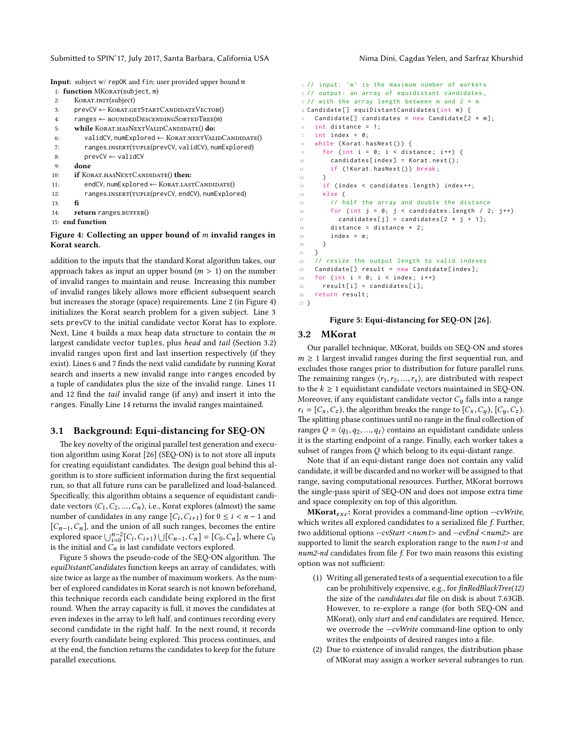```
Input: subject w/ repOK and fin; user provided upper bound m
 1: function MKorat(subject, m)
 2:     Korat.init(subject)
 3:     prevCV ← Korat.getStartCandidateVector()
 4:     ranges ← boundedDescendingSortedTree(m)
 5:     while Korat.hasNextValidCandidate() do:
 6:         validCV, numExplored ← Korat.nextValidCandidate()
 7:         ranges.insert(tuple(prevCV, validCV), numExplored)
 8:         prevCV ← validCV
 9:     done
10:     if Korat.hasNextCandidate() then:
11:         endCV, numExplored ← Korat.lastCandidate()
12:         ranges.insert(tuple(prevCV, endCV), numExplored)
13:     fi
14:     return ranges.buffer()
15: end function
```

**Figure 4: Collecting an upper bound of $m$ invalid ranges in Korat search.**

addition to the inputs that the standard Korat algorithm takes, our approach takes as input an upper bound ($m > 1$) on the number of invalid ranges to maintain and reuse. Increasing this number of invalid ranges likely allows more efficient subsequent search but increases the storage (space) requirements. Line 2 (in Figure 4) initializes the Korat search problem for a given subject. Line 3 sets `prevCV` to the initial candidate vector Korat has to explore. Next, Line 4 builds a max heap data structure to contain the $m$ largest candidate vector `tuple`s, plus *head* and *tail* (Section 3.2) invalid ranges upon first and last insertion respectively (if they exist). Lines 6 and 7 finds the next valid candidate by running Korat search and inserts a new invalid range into `ranges` encoded by a tuple of candidates plus the size of the invalid range. Lines 11 and 12 find the *tail* invalid range (if any) and insert it into the `ranges`. Finally Line 14 returns the invalid ranges maintained.

### 3.1 Background: Equi-distancing for SEQ-ON

The key novelty of the original parallel test generation and execution algorithm using Korat [26] (SEQ-ON) is to not store all inputs for creating equidistant candidates. The design goal behind this algorithm is to store sufficient information during the first sequential run, so that all future runs can be parallelized and load-balanced. Specifically, this algorithm obtains a sequence of equidistant candidate vectors $\langle C_1, C_2, ..., C_n \rangle$, i.e., Korat explores (almost) the same number of candidates in any range $[C_i, C_{i+1})$ for $0 \leq i < n - 1$ and $[C_{n-1}, C_n]$, and the union of all such ranges, becomes the entire explored space $\bigcup_{i=0}^{n-2}[C_i, C_{i+1}) \bigcup [C_{n-1}, C_n] = [C_0, C_n]$, where $C_0$ is the initial and $C_n$ is last candidate vectors explored.

Figure 5 shows the pseudo-code of the SEQ-ON algorithm. The *equiDistantCandidates* function keeps an array of candidates, with size twice as large as the number of maximum workers. As the number of explored candidates in Korat search is not known beforehand, this technique records each candidate being explored in the first round. When the array capacity is full, it moves the candidates at even indexes in the array to left half, and continues recording every second candidate in the right half. In the next round, it records every fourth candidate being explored. This process continues, and at the end, the function returns the candidates to keep for the future parallel executions.

```
 1 // input: 'm' is the maximum number of workers
 2 // output: an array of equidistant candidates,
 3 // with the array length between m and 2 * m
 4 Candidate[] equiDistantCandidates(int m) {
 5   Candidate[] candidates = new Candidate[2 * m];
 6   int distance = 1;
 7   int index = 0;
 8   while (Korat.hasNext()) {
 9     for (int i = 0; i < distance; i++) {
10       candidates[index] = Korat.next();
11       if (!Korat.hasNext()) break;
12     }
13     if (index < candidates.length) index++;
14     else {
15       // half the array and double the distance
16       for (int j = 0; j < candidates.length / 2; j++)
17         candidates[j] = candidates[2 * j + 1];
18       distance = distance * 2;
19       index = m;
20     }
21   }
22   // resize the output length to valid indexes
23   Candidate[] result = new Candidate[index];
24   for (int i = 0; i < index; i++)
25     result[i] = candidates[i];
26   return result;
27 }
```

**Figure 5: Equi-distancing for SEQ-ON [26].**

### 3.2 MKorat

Our parallel technique, MKorat, builds on SEQ-ON and stores $m \geq 1$ largest invalid ranges during the first sequential run, and excludes those ranges prior to distribution for future parallel runs. The remaining ranges $\langle r_1, r_2, ..., r_s \rangle$, are distributed with respect to the $k \geq 1$ equidistant candidate vectors maintained in SEQ-ON. Moreover, if any equidistant candidate vector $C_y$ falls into a range $r_i = [C_x, C_z)$, the algorithm breaks the range to $[C_x, C_y)$, $[C_y, C_z)$. The splitting phase continues until no range in the final collection of ranges $Q = \langle q_1, q_2, ..., q_t \rangle$ contains an equidistant candidate unless it is the starting endpoint of a range. Finally, each worker takes a subset of ranges from $Q$ which belong to its equi-distant range.

Note that if an equi-distant range does not contain any valid candidate, it will be discarded and no worker will be assigned to that range, saving computational resources. Further, MKorat borrows the single-pass spirit of SEQ-ON and does not impose extra time and space complexity on top of this algorithm.

**MKorat$_{exc}$:** Korat provides a command-line option *--cvWrite*, which writes all explored candidates to a serialized file *f*. Further, two additional options *--cvStart <num1>* and *--cvEnd <num2>* are supported to limit the search exploration range to the *num1-st* and *num2-nd* candidates from file *f*. For two main reasons this existing option was not sufficient:

1. Writing all generated tests of a sequential execution to a file can be prohibitively expensive, e.g., for *finRedBlackTree(12)* the size of the *candidates.dat* file on disk is about 7.63GB. However, to re-explore a range (for both SEQ-ON and MKorat), only *start* and *end* candidates are required. Hence, we overrode the *--cvWrite* command-line option to only writes the endpoints of desired ranges into a file.
2. Due to existence of invalid ranges, the distribution phase of MKorat may assign a worker several subranges to run.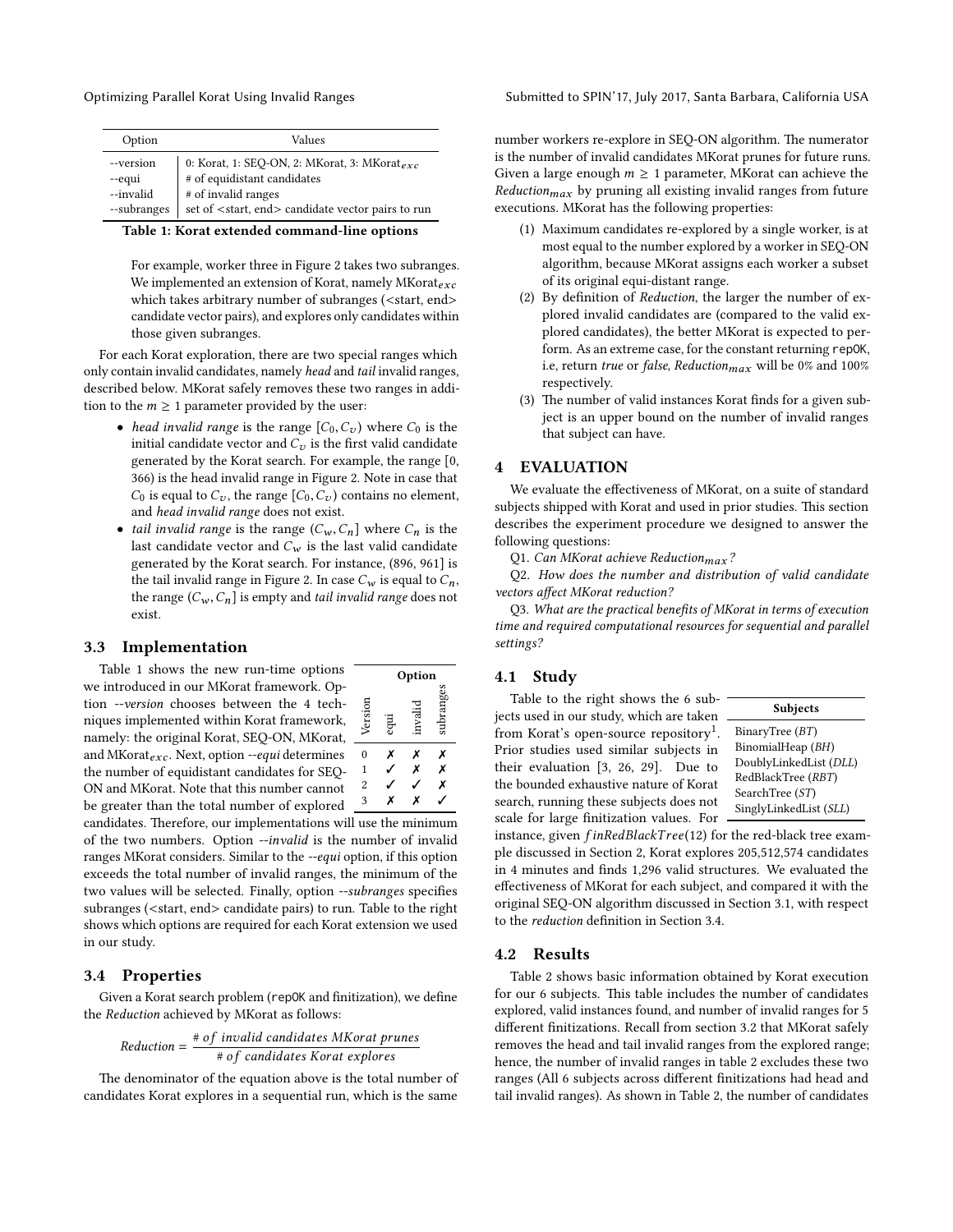| Option | Values |
|---|---|
| --version | 0: Korat, 1: SEQ-ON, 2: MKorat, 3: MKorat$_{exc}$ |
| --equi | # of equidistant candidates |
| --invalid | # of invalid ranges |
| --subranges | set of <start, end> candidate vector pairs to run |

**Table 1: Korat extended command-line options**

For example, worker three in Figure 2 takes two subranges. We implemented an extension of Korat, namely MKorat$_{exc}$ which takes arbitrary number of subranges (<start, end> candidate vector pairs), and explores only candidates within those given subranges.

For each Korat exploration, there are two special ranges which only contain invalid candidates, namely *head* and *tail* invalid ranges, described below. MKorat safely removes these two ranges in addition to the $m \geq 1$ parameter provided by the user:

- *head invalid range* is the range $[C_0, C_v)$ where $C_0$ is the initial candidate vector and $C_v$ is the first valid candidate generated by the Korat search. For example, the range [0, 366) is the head invalid range in Figure 2. Note in case that $C_0$ is equal to $C_v$, the range $[C_0, C_v)$ contains no element, and *head invalid range* does not exist.
- *tail invalid range* is the range $(C_w, C_n]$ where $C_n$ is the last candidate vector and $C_w$ is the last valid candidate generated by the Korat search. For instance, (896, 961] is the tail invalid range in Figure 2. In case $C_w$ is equal to $C_n$, the range $(C_w, C_n]$ is empty and *tail invalid range* does not exist.

### 3.3 Implementation

Table 1 shows the new run-time options we introduced in our MKorat framework. Option *--version* chooses between the 4 techniques implemented within Korat framework, namely: the original Korat, SEQ-ON, MKorat, and MKorat$_{exc}$. Next, option *--equi* determines the number of equidistant candidates for SEQ-ON and MKorat. Note that this number cannot be greater than the total number of explored candidates. Therefore, our implementations will use the minimum of the two numbers. Option *--invalid* is the number of invalid ranges MKorat considers. Similar to the *--equi* option, if this option exceeds the total number of invalid ranges, the minimum of the two values will be selected. Finally, option *--subranges* specifies subranges (<start, end> candidate pairs) to run. Table to the right shows which options are required for each Korat extension we used in our study.

| Version | equi | invalid | subranges |
|---|---|---|---|
| 0 | ✗ | ✗ | ✗ |
| 1 | ✓ | ✗ | ✗ |
| 2 | ✓ | ✓ | ✗ |
| 3 | ✗ | ✗ | ✓ |

### 3.4 Properties

Given a Korat search problem (repOK and finitization), we define the *Reduction* achieved by MKorat as follows:

$$Reduction = \frac{\#\ of\ invalid\ candidates\ MKorat\ prunes}{\#\ of\ candidates\ Korat\ explores}$$

The denominator of the equation above is the total number of candidates Korat explores in a sequential run, which is the same number workers re-explore in SEQ-ON algorithm. The numerator is the number of invalid candidates MKorat prunes for future runs. Given a large enough $m \geq 1$ parameter, MKorat can achieve the $Reduction_{max}$ by pruning all existing invalid ranges from future executions. MKorat has the following properties:

1. Maximum candidates re-explored by a single worker, is at most equal to the number explored by a worker in SEQ-ON algorithm, because MKorat assigns each worker a subset of its original equi-distant range.
2. By definition of *Reduction*, the larger the number of explored invalid candidates are (compared to the valid explored candidates), the better MKorat is expected to perform. As an extreme case, for the constant returning repOK, i.e, return *true* or *false*, $Reduction_{max}$ will be 0% and 100% respectively.
3. The number of valid instances Korat finds for a given subject is an upper bound on the number of invalid ranges that subject can have.

## 4 EVALUATION

We evaluate the effectiveness of MKorat, on a suite of standard subjects shipped with Korat and used in prior studies. This section describes the experiment procedure we designed to answer the following questions:

Q1. *Can MKorat achieve* $Reduction_{max}$*?*

Q2. *How does the number and distribution of valid candidate vectors affect MKorat reduction?*

Q3. *What are the practical benefits of MKorat in terms of execution time and required computational resources for sequential and parallel settings?*

### 4.1 Study

Table to the right shows the 6 subjects used in our study, which are taken from Korat's open-source repository[1]. Prior studies used similar subjects in their evaluation [3, 26, 29]. Due to the bounded exhaustive nature of Korat search, running these subjects does not scale for large finitization values. For instance, given $finRedBlackTree(12)$ for the red-black tree example discussed in Section 2, Korat explores 205,512,574 candidates in 4 minutes and finds 1,296 valid structures. We evaluated the effectiveness of MKorat for each subject, and compared it with the original SEQ-ON algorithm discussed in Section 3.1, with respect to the *reduction* definition in Section 3.4.

| Subjects |
|---|
| BinaryTree (*BT*) |
| BinomialHeap (*BH*) |
| DoublyLinkedList (*DLL*) |
| RedBlackTree (*RBT*) |
| SearchTree (*ST*) |
| SinglyLinkedList (*SLL*) |

### 4.2 Results

Table 2 shows basic information obtained by Korat execution for our 6 subjects. This table includes the number of candidates explored, valid instances found, and number of invalid ranges for 5 different finitizations. Recall from section 3.2 that MKorat safely removes the head and tail invalid ranges from the explored range; hence, the number of invalid ranges in table 2 excludes these two ranges (All 6 subjects across different finitizations had head and tail invalid ranges). As shown in Table 2, the number of candidates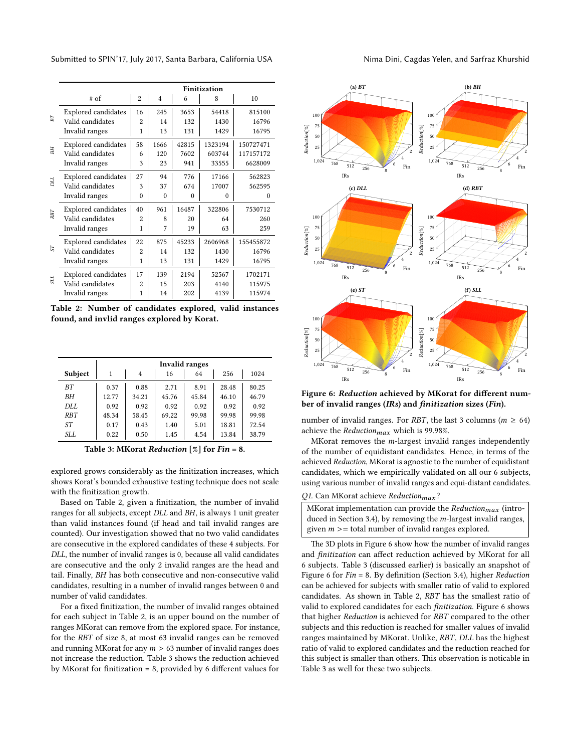| | # of | Finitization | | | | |
|---|---|---|---|---|---|---|
| | | 2 | 4 | 6 | 8 | 10 |
| *BT* | Explored candidates | 16 | 245 | 3653 | 54418 | 815100 |
| | Valid candidates | 2 | 14 | 132 | 1430 | 16796 |
| | Invalid ranges | 1 | 13 | 131 | 1429 | 16795 |
| *BH* | Explored candidates | 58 | 1666 | 42815 | 1323194 | 150727471 |
| | Valid candidates | 6 | 120 | 7602 | 603744 | 117157172 |
| | Invalid ranges | 3 | 23 | 941 | 33555 | 6628009 |
| *DLL* | Explored candidates | 27 | 94 | 776 | 17166 | 562823 |
| | Valid candidates | 3 | 37 | 674 | 17007 | 562595 |
| | Invalid ranges | 0 | 0 | 0 | 0 | 0 |
| *RBT* | Explored candidates | 40 | 961 | 16487 | 322806 | 7530712 |
| | Valid candidates | 2 | 8 | 20 | 64 | 260 |
| | Invalid ranges | 1 | 7 | 19 | 63 | 259 |
| *ST* | Explored candidates | 22 | 875 | 45233 | 2606968 | 155455872 |
| | Valid candidates | 2 | 14 | 132 | 1430 | 16796 |
| | Invalid ranges | 1 | 13 | 131 | 1429 | 16795 |
| *SLL* | Explored candidates | 17 | 139 | 2194 | 52567 | 1702171 |
| | Valid candidates | 2 | 15 | 203 | 4140 | 115975 |
| | Invalid ranges | 1 | 14 | 202 | 4139 | 115974 |

**Table 2: Number of candidates explored, valid instances found, and invlid ranges explored by Korat.**

| Subject | Invalid ranges | | | | | |
|---|---|---|---|---|---|---|
| | 1 | 4 | 16 | 64 | 256 | 1024 |
| *BT* | 0.37 | 0.88 | 2.71 | 8.91 | 28.48 | 80.25 |
| *BH* | 12.77 | 34.21 | 45.76 | 45.84 | 46.10 | 46.79 |
| *DLL* | 0.92 | 0.92 | 0.92 | 0.92 | 0.92 | 0.92 |
| *RBT* | 48.34 | 58.45 | 69.22 | 99.98 | 99.98 | 99.98 |
| *ST* | 0.17 | 0.43 | 1.40 | 5.01 | 18.81 | 72.54 |
| *SLL* | 0.22 | 0.50 | 1.45 | 4.54 | 13.84 | 38.79 |

**Table 3: MKorat *Reduction* [%] for *Fin* = 8.**

explored grows considerably as the finitization increases, which shows Korat's bounded exhaustive testing technique does not scale with the finitization growth.

Based on Table 2, given a finitization, the number of invalid ranges for all subjects, except *DLL* and *BH*, is always 1 unit greater than valid instances found (if head and tail invalid ranges are counted). Our investigation showed that no two valid candidates are consecutive in the explored candidates of these 4 subjects. For *DLL*, the number of invalid ranges is 0, because all valid candidates are consecutive and the only 2 invalid ranges are the head and tail. Finally, *BH* has both consecutive and non-consecutive valid candidates, resulting in a number of invalid ranges between 0 and number of valid candidates.

For a fixed finitization, the number of invalid ranges obtained for each subject in Table 2, is an upper bound on the number of ranges MKorat can remove from the explored space. For instance, for the *RBT* of size 8, at most 63 invalid ranges can be removed and running MKorat for any $m > 63$ number of invalid ranges does not increase the reduction. Table 3 shows the reduction achieved by MKorat for finitization = 8, provided by 6 different values for number of invalid ranges. For *RBT*, the last 3 columns ($m \geq 64$) achieve the $Reduction_{max}$ which is 99.98%.

**Figure 6: *Reduction* achieved by MKorat for different number of invalid ranges (*IRs*) and *finitization* sizes (*Fin*).**

MKorat removes the $m$-largest invalid ranges independently of the number of equidistant candidates. Hence, in terms of the achieved *Reduction*, MKorat is agnostic to the number of equidistant candidates, which we empirically validated on all our 6 subjects, using various number of invalid ranges and equi-distant candidates.

*Q1.* Can MKorat achieve $Reduction_{max}$?

> MKorat implementation can provide the $Reduction_{max}$ (introduced in Section 3.4), by removing the $m$-largest invalid ranges, given $m$ >= total number of invalid ranges explored.

The 3D plots in Figure 6 show how the number of invalid ranges and *finitization* can affect reduction achieved by MKorat for all 6 subjects. Table 3 (discussed earlier) is basically an snapshot of Figure 6 for *Fin* = 8. By definition (Section 3.4), higher *Reduction* can be achieved for subjects with smaller ratio of valid to explored candidates. As shown in Table 2, *RBT* has the smallest ratio of valid to explored candidates for each *finitization*. Figure 6 shows that higher *Reduction* is achieved for *RBT* compared to the other subjects and this reduction is reached for smaller values of invalid ranges maintained by MKorat. Unlike, *RBT*, *DLL* has the highest ratio of valid to explored candidates and the reduction reached for this subject is smaller than others. This observation is noticable in Table 3 as well for these two subjects.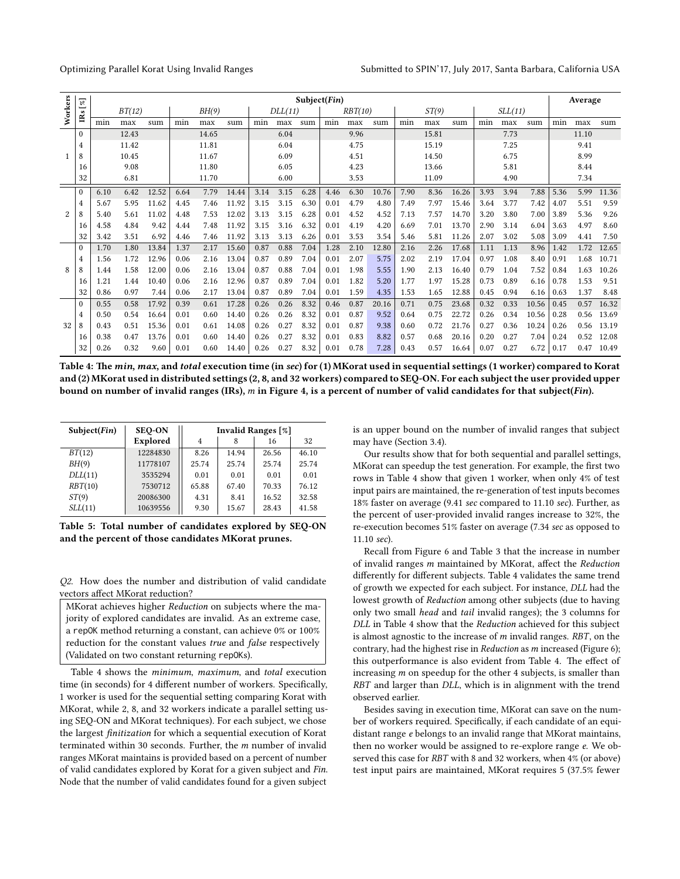| Workers | IRs [%] | Subject(*Fin*) | | | | | | | | | | | | | | | | | | Average | | |
|---|---|---|---|---|---|---|---|---|---|---|---|---|---|---|---|---|---|---|---|---|---|---|
| | | *BT(12)* | | | *BH(9)* | | | *DLL(11)* | | | *RBT(10)* | | | *ST(9)* | | | *SLL(11)* | | | | | |
| | | min | max | sum | min | max | sum | min | max | sum | min | max | sum | min | max | sum | min | max | sum | min | max | sum |
| 1 | 0 | | 12.43 | | | 14.65 | | | 6.04 | | | 9.96 | | | 15.81 | | | 7.73 | | | 11.10 | |
| | 4 | | 11.42 | | | 11.81 | | | 6.04 | | | 4.75 | | | 15.19 | | | 7.25 | | | 9.41 | |
| | 8 | | 10.45 | | | 11.67 | | | 6.09 | | | 4.51 | | | 14.50 | | | 6.75 | | | 8.99 | |
| | 16 | | 9.08 | | | 11.80 | | | 6.05 | | | 4.23 | | | 13.66 | | | 5.81 | | | 8.44 | |
| | 32 | | 6.81 | | | 11.70 | | | 6.00 | | | 3.53 | | | 11.09 | | | 4.90 | | | 7.34 | |
| 2 | 0 | 6.10 | 6.42 | 12.52 | 6.64 | 7.79 | 14.44 | 3.14 | 3.15 | 6.28 | 4.46 | 6.30 | 10.76 | 7.90 | 8.36 | 16.26 | 3.93 | 3.94 | 7.88 | 5.36 | 5.99 | 11.36 |
| | 4 | 5.67 | 5.95 | 11.62 | 4.45 | 7.46 | 11.92 | 3.15 | 3.15 | 6.30 | 0.01 | 4.79 | 4.80 | 7.49 | 7.97 | 15.46 | 3.64 | 3.77 | 7.42 | 4.07 | 5.51 | 9.59 |
| | 8 | 5.40 | 5.61 | 11.02 | 4.48 | 7.53 | 12.02 | 3.13 | 3.15 | 6.28 | 0.01 | 4.52 | 4.52 | 7.13 | 7.57 | 14.70 | 3.20 | 3.80 | 7.00 | 3.89 | 5.36 | 9.26 |
| | 16 | 4.58 | 4.84 | 9.42 | 4.44 | 7.48 | 11.92 | 3.15 | 3.16 | 6.32 | 0.01 | 4.19 | 4.20 | 6.69 | 7.01 | 13.70 | 2.90 | 3.14 | 6.04 | 3.63 | 4.97 | 8.60 |
| | 32 | 3.42 | 3.51 | 6.92 | 4.46 | 7.46 | 11.92 | 3.13 | 3.13 | 6.26 | 0.01 | 3.53 | 3.54 | 5.46 | 5.81 | 11.26 | 2.07 | 3.02 | 5.08 | 3.09 | 4.41 | 7.50 |
| 8 | 0 | 1.70 | 1.80 | 13.84 | 1.37 | 2.17 | 15.60 | 0.87 | 0.88 | 7.04 | 1.28 | 2.10 | 12.80 | 2.16 | 2.26 | 17.68 | 1.11 | 1.13 | 8.96 | 1.42 | 1.72 | 12.65 |
| | 4 | 1.56 | 1.72 | 12.96 | 0.06 | 2.16 | 13.04 | 0.87 | 0.89 | 7.04 | 0.01 | 2.07 | 5.75 | 2.02 | 2.19 | 17.04 | 0.97 | 1.08 | 8.40 | 0.91 | 1.68 | 10.71 |
| | 8 | 1.44 | 1.58 | 12.00 | 0.06 | 2.16 | 13.04 | 0.87 | 0.88 | 7.04 | 0.01 | 1.98 | 5.55 | 1.90 | 2.13 | 16.40 | 0.79 | 1.04 | 7.52 | 0.84 | 1.63 | 10.26 |
| | 16 | 1.21 | 1.44 | 10.40 | 0.06 | 2.16 | 12.96 | 0.87 | 0.89 | 7.04 | 0.01 | 1.82 | 5.20 | 1.77 | 1.97 | 15.28 | 0.73 | 0.89 | 6.16 | 0.78 | 1.53 | 9.51 |
| | 32 | 0.86 | 0.97 | 7.44 | 0.06 | 2.17 | 13.04 | 0.87 | 0.89 | 7.04 | 0.01 | 1.59 | 4.35 | 1.53 | 1.65 | 12.88 | 0.45 | 0.94 | 6.16 | 0.63 | 1.37 | 8.48 |
| 32 | 0 | 0.55 | 0.58 | 17.92 | 0.39 | 0.61 | 17.28 | 0.26 | 0.26 | 8.32 | 0.46 | 0.87 | 20.16 | 0.71 | 0.75 | 23.68 | 0.32 | 0.33 | 10.56 | 0.45 | 0.57 | 16.32 |
| | 4 | 0.50 | 0.54 | 16.64 | 0.01 | 0.60 | 14.40 | 0.26 | 0.26 | 8.32 | 0.01 | 0.87 | 9.52 | 0.64 | 0.75 | 22.72 | 0.26 | 0.34 | 10.56 | 0.28 | 0.56 | 13.69 |
| | 8 | 0.43 | 0.51 | 15.36 | 0.01 | 0.61 | 14.08 | 0.26 | 0.27 | 8.32 | 0.01 | 0.87 | 9.38 | 0.60 | 0.72 | 21.76 | 0.27 | 0.36 | 10.24 | 0.26 | 0.56 | 13.19 |
| | 16 | 0.38 | 0.47 | 13.76 | 0.01 | 0.60 | 14.40 | 0.26 | 0.27 | 8.32 | 0.01 | 0.83 | 8.82 | 0.57 | 0.68 | 20.16 | 0.20 | 0.27 | 7.04 | 0.24 | 0.52 | 12.08 |
| | 32 | 0.26 | 0.32 | 9.60 | 0.01 | 0.60 | 14.40 | 0.26 | 0.27 | 8.32 | 0.01 | 0.78 | 7.28 | 0.43 | 0.57 | 16.64 | 0.07 | 0.27 | 6.72 | 0.17 | 0.47 | 10.49 |

**Table 4: The *min*, *max*, and *total* execution time (in *sec*) for (1) MKorat used in sequential settings (1 worker) compared to Korat and (2) MKorat used in distributed settings (2, 8, and 32 workers) compared to SEQ-ON. For each subject the user provided upper bound on number of invalid ranges (IRs), $m$ in Figure 4, is a percent of number of valid candidates for that subject(*Fin*).**

| Subject(*Fin*) | SEQ-ON Explored | Invalid Ranges [%] 4 | 8 | 16 | 32 |
|---|---|---|---|---|---|
| *BT(12)* | 12284830 | 8.26 | 14.94 | 26.56 | 46.10 |
| *BH(9)* | 11778107 | 25.74 | 25.74 | 25.74 | 25.74 |
| *DLL(11)* | 3535294 | 0.01 | 0.01 | 0.01 | 0.01 |
| *RBT(10)* | 7530712 | 65.88 | 67.40 | 70.33 | 76.12 |
| *ST(9)* | 20086300 | 4.31 | 8.41 | 16.52 | 32.58 |
| *SLL(11)* | 10639556 | 9.30 | 15.67 | 28.43 | 41.58 |

**Table 5: Total number of candidates explored by SEQ-ON and the percent of those candidates MKorat prunes.**

*Q2.* How does the number and distribution of valid candidate vectors affect MKorat reduction?

> MKorat achieves higher *Reduction* on subjects where the majority of explored candidates are invalid. As an extreme case, a repOK method returning a constant, can achieve 0% or 100% reduction for the constant values *true* and *false* respectively (Validated on two constant returning repOKs).

Table 4 shows the *minimum*, *maximum*, and *total* execution time (in seconds) for 4 different number of workers. Specifically, 1 worker is used for the sequential setting comparing Korat with MKorat, while 2, 8, and 32 workers indicate a parallel setting using SEQ-ON and MKorat techniques). For each subject, we chose the largest *finitization* for which a sequential execution of Korat terminated within 30 seconds. Further, the $m$ number of invalid ranges MKorat maintains is provided based on a percent of number of valid candidates explored by Korat for a given subject and Fin. Node that the number of valid candidates found for a given subject is an upper bound on the number of invalid ranges that subject may have (Section 3.4).

Our results show that for both sequential and parallel settings, MKorat can speedup the test generation. For example, the first two rows in Table 4 show that given 1 worker, when only 4% of test input pairs are maintained, the re-generation of test inputs becomes 18% faster on average (9.41 *sec* compared to 11.10 *sec*). Further, as the percent of user-provided invalid ranges increase to 32%, the re-execution becomes 51% faster on average (7.34 *sec* as opposed to 11.10 *sec*).

Recall from Figure 6 and Table 3 that the increase in number of invalid ranges $m$ maintained by MKorat, affect the *Reduction* differently for different subjects. Table 4 validates the same trend of growth we expected for each subject. For instance, *DLL* had the lowest growth of *Reduction* among other subjects (due to having only two small *head* and *tail* invalid ranges); the 3 columns for *DLL* in Table 4 show that the *Reduction* achieved for this subject is almost agnostic to the increase of $m$ invalid ranges. *RBT*, on the contrary, had the highest rise in *Reduction* as $m$ increased (Figure 6); this outperformance is also evident from Table 4. The effect of increasing $m$ on speedup for the other 4 subjects, is smaller than *RBT* and larger than *DLL*, which is in alignment with the trend observed earlier.

Besides saving in execution time, MKorat can save on the number of workers required. Specifically, if each candidate of an equidistant range $e$ belongs to an invalid range that MKorat maintains, then no worker would be assigned to re-explore range $e$. We observed this case for *RBT* with 8 and 32 workers, when 4% (or above) test input pairs are maintained, MKorat requires 5 (37.5% fewer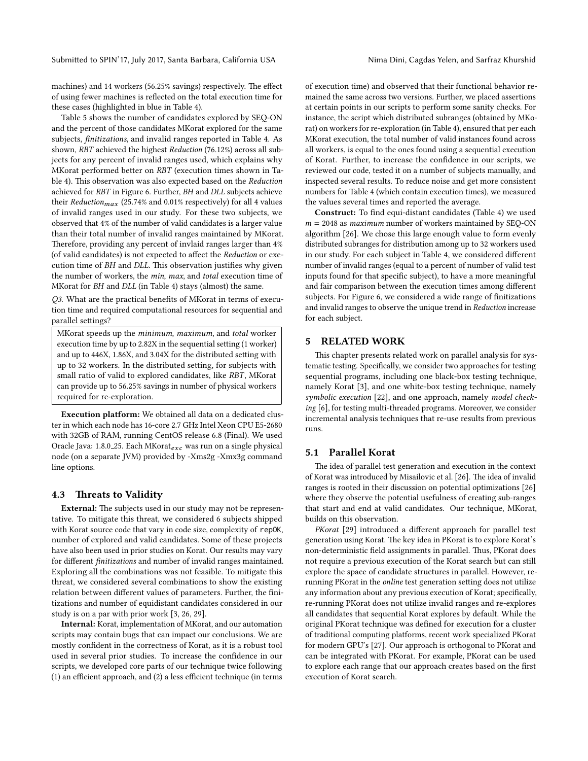machines) and 14 workers (56.25% savings) respectively. The effect of using fewer machines is reflected on the total execution time for these cases (highlighted in blue in Table 4).

Table 5 shows the number of candidates explored by SEQ-ON and the percent of those candidates MKorat explored for the same subjects, *finitizations*, and invalid ranges reported in Table 4. As shown, *RBT* achieved the highest *Reduction* (76.12%) across all subjects for any percent of invalid ranges used, which explains why MKorat performed better on *RBT* (execution times shown in Table 4). This observation was also expected based on the *Reduction* achieved for *RBT* in Figure 6. Further, *BH* and *DLL* subjects achieve their $Reduction_{max}$ (25.74% and 0.01% respectively) for all 4 values of invalid ranges used in our study. For these two subjects, we observed that 4% of the number of valid candidates is a larger value than their total number of invalid ranges maintained by MKorat. Therefore, providing any percent of invlaid ranges larger than 4% (of valid candidates) is not expected to affect the *Reduction* or execution time of *BH* and *DLL*. This observation justifies why given the number of workers, the *min*, *max*, and *total* execution time of MKorat for *BH* and *DLL* (in Table 4) stays (almost) the same.

*Q3*. What are the practical benefits of MKorat in terms of execution time and required computational resources for sequential and parallel settings?

> MKorat speeds up the *minimum*, *maximum*, and *total* worker execution time by up to 2.82X in the sequential setting (1 worker) and up to 446X, 1.86X, and 3.04X for the distributed setting with up to 32 workers. In the distributed setting, for subjects with small ratio of valid to explored candidates, like *RBT*, MKorat can provide up to 56.25% savings in number of physical workers required for re-exploration.

**Execution platform:** We obtained all data on a dedicated cluster in which each node has 16-core 2.7 GHz Intel Xeon CPU E5-2680 with 32GB of RAM, running CentOS release 6.8 (Final). We used Oracle Java: 1.8.0_25. Each $\text{MKorat}_{exc}$ was run on a single physical node (on a separate JVM) provided by -Xms2g -Xmx3g command line options.

### 4.3 Threats to Validity

**External:** The subjects used in our study may not be representative. To mitigate this threat, we considered 6 subjects shipped with Korat source code that vary in code size, complexity of repOK, number of explored and valid candidates. Some of these projects have also been used in prior studies on Korat. Our results may vary for different *finitizations* and number of invalid ranges maintained. Exploring all the combinations was not feasible. To mitigate this threat, we considered several combinations to show the existing relation between different values of parameters. Further, the finitizations and number of equidistant candidates considered in our study is on a par with prior work [3, 26, 29].

**Internal:** Korat, implementation of MKorat, and our automation scripts may contain bugs that can impact our conclusions. We are mostly confident in the correctness of Korat, as it is a robust tool used in several prior studies. To increase the confidence in our scripts, we developed core parts of our technique twice following (1) an efficient approach, and (2) a less efficient technique (in terms of execution time) and observed that their functional behavior remained the same across two versions. Further, we placed assertions at certain points in our scripts to perform some sanity checks. For instance, the script which distributed subranges (obtained by MKorat) on workers for re-exploration (in Table 4), ensured that per each MKorat execution, the total number of valid instances found across all workers, is equal to the ones found using a sequential execution of Korat. Further, to increase the confidence in our scripts, we reviewed our code, tested it on a number of subjects manually, and inspected several results. To reduce noise and get more consistent numbers for Table 4 (which contain execution times), we measured the values several times and reported the average.

**Construct:** To find equi-distant candidates (Table 4) we used $m = 2048$ as *maximum* number of workers maintained by SEQ-ON algorithm [26]. We chose this large enough value to form evenly distributed subranges for distribution among up to 32 workers used in our study. For each subject in Table 4, we considered different number of invalid ranges (equal to a percent of number of valid test inputs found for that specific subject), to have a more meaningful and fair comparison between the execution times among different subjects. For Figure 6, we considered a wide range of finitizations and invalid ranges to observe the unique trend in *Reduction* increase for each subject.

## 5 RELATED WORK

This chapter presents related work on parallel analysis for systematic testing. Specifically, we consider two approaches for testing sequential programs, including one black-box testing technique, namely Korat [3], and one white-box testing technique, namely *symbolic execution* [22], and one approach, namely *model checking* [6], for testing multi-threaded programs. Moreover, we consider incremental analysis techniques that re-use results from previous runs.

### 5.1 Parallel Korat

The idea of parallel test generation and execution in the context of Korat was introduced by Misailovic et al. [26]. The idea of invalid ranges is rooted in their discussion on potential optimizations [26] where they observe the potential usefulness of creating sub-ranges that start and end at valid candidates. Our technique, MKorat, builds on this observation.

*PKorat* [29] introduced a different approach for parallel test generation using Korat. The key idea in PKorat is to explore Korat's non-deterministic field assignments in parallel. Thus, PKorat does not require a previous execution of the Korat search but can still explore the space of candidate structures in parallel. However, re-running PKorat in the *online* test generation setting does not utilize any information about any previous execution of Korat; specifically, re-running PKorat does not utilize invalid ranges and re-explores all candidates that sequential Korat explores by default. While the original PKorat technique was defined for execution for a cluster of traditional computing platforms, recent work specialized PKorat for modern GPU's [27]. Our approach is orthogonal to PKorat and can be integrated with PKorat. For example, PKorat can be used to explore each range that our approach creates based on the first execution of Korat search.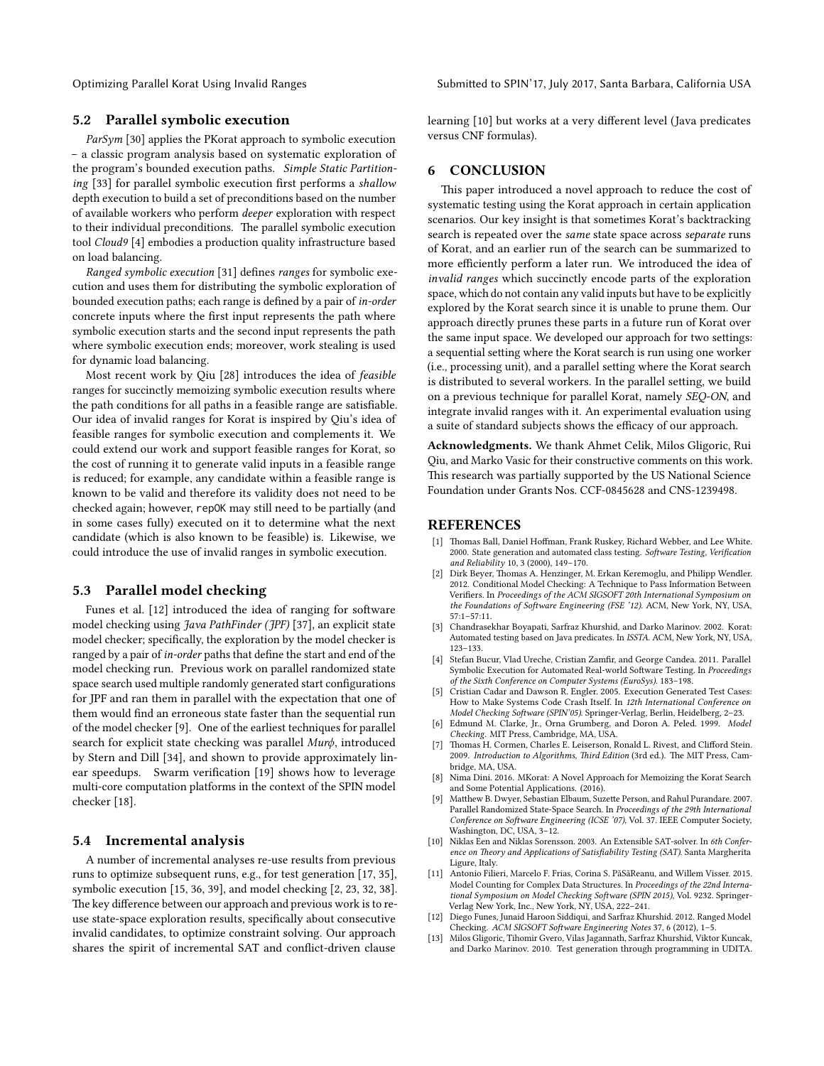### 5.2 Parallel symbolic execution

*ParSym* [30] applies the PKorat approach to symbolic execution – a classic program analysis based on systematic exploration of the program's bounded execution paths. *Simple Static Partitioning* [33] for parallel symbolic execution first performs a *shallow* depth execution to build a set of preconditions based on the number of available workers who perform *deeper* exploration with respect to their individual preconditions. The parallel symbolic execution tool *Cloud9* [4] embodies a production quality infrastructure based on load balancing.

*Ranged symbolic execution* [31] defines *ranges* for symbolic execution and uses them for distributing the symbolic exploration of bounded execution paths; each range is defined by a pair of *in-order* concrete inputs where the first input represents the path where symbolic execution starts and the second input represents the path where symbolic execution ends; moreover, work stealing is used for dynamic load balancing.

Most recent work by Qiu [28] introduces the idea of *feasible* ranges for succinctly memoizing symbolic execution results where the path conditions for all paths in a feasible range are satisfiable. Our idea of invalid ranges for Korat is inspired by Qiu's idea of feasible ranges for symbolic execution and complements it. We could extend our work and support feasible ranges for Korat, so the cost of running it to generate valid inputs in a feasible range is reduced; for example, any candidate within a feasible range is known to be valid and therefore its validity does not need to be checked again; however, `repOK` may still need to be partially (and in some cases fully) executed on it to determine what the next candidate (which is also known to be feasible) is. Likewise, we could introduce the use of invalid ranges in symbolic execution.

### 5.3 Parallel model checking

Funes et al. [12] introduced the idea of ranging for software model checking using *Java PathFinder (JPF)* [37], an explicit state model checker; specifically, the exploration by the model checker is ranged by a pair of *in-order* paths that define the start and end of the model checking run. Previous work on parallel randomized state space search used multiple randomly generated start configurations for JPF and ran them in parallel with the expectation that one of them would find an erroneous state faster than the sequential run of the model checker [9]. One of the earliest techniques for parallel search for explicit state checking was parallel *Murϕ*, introduced by Stern and Dill [34], and shown to provide approximately linear speedups. Swarm verification [19] shows how to leverage multi-core computation platforms in the context of the SPIN model checker [18].

### 5.4 Incremental analysis

A number of incremental analyses re-use results from previous runs to optimize subsequent runs, e.g., for test generation [17, 35], symbolic execution [15, 36, 39], and model checking [2, 23, 32, 38]. The key difference between our approach and previous work is to re-use state-space exploration results, specifically about consecutive invalid candidates, to optimize constraint solving. Our approach shares the spirit of incremental SAT and conflict-driven clause learning [10] but works at a very different level (Java predicates versus CNF formulas).

## 6 CONCLUSION

This paper introduced a novel approach to reduce the cost of systematic testing using the Korat approach in certain application scenarios. Our key insight is that sometimes Korat's backtracking search is repeated over the *same* state space across *separate* runs of Korat, and an earlier run of the search can be summarized to more efficiently perform a later run. We introduced the idea of *invalid ranges* which succinctly encode parts of the exploration space, which do not contain any valid inputs but have to be explicitly explored by the Korat search since it is unable to prune them. Our approach directly prunes these parts in a future run of Korat over the same input space. We developed our approach for two settings: a sequential setting where the Korat search is run using one worker (i.e., processing unit), and a parallel setting where the Korat search is distributed to several workers. In the parallel setting, we build on a previous technique for parallel Korat, namely *SEQ-ON*, and integrate invalid ranges with it. An experimental evaluation using a suite of standard subjects shows the efficacy of our approach.

**Acknowledgments.** We thank Ahmet Celik, Milos Gligoric, Rui Qiu, and Marko Vasic for their constructive comments on this work. This research was partially supported by the US National Science Foundation under Grants Nos. CCF-0845628 and CNS-1239498.

## REFERENCES

[1] Thomas Ball, Daniel Hoffman, Frank Ruskey, Richard Webber, and Lee White. 2000. State generation and automated class testing. *Software Testing, Verification and Reliability* 10, 3 (2000), 149–170.

[2] Dirk Beyer, Thomas A. Henzinger, M. Erkan Keremoglu, and Philipp Wendler. 2012. Conditional Model Checking: A Technique to Pass Information Between Verifiers. In *Proceedings of the ACM SIGSOFT 20th International Symposium on the Foundations of Software Engineering (FSE '12)*. ACM, New York, NY, USA, 57:1–57:11.

[3] Chandrasekhar Boyapati, Sarfraz Khurshid, and Darko Marinov. 2002. Korat: Automated testing based on Java predicates. In *ISSTA*. ACM, New York, NY, USA, 123–133.

[4] Stefan Bucur, Vlad Ureche, Cristian Zamfir, and George Candea. 2011. Parallel Symbolic Execution for Automated Real-world Software Testing. In *Proceedings of the Sixth Conference on Computer Systems (EuroSys)*. 183–198.

[5] Cristian Cadar and Dawson R. Engler. 2005. Execution Generated Test Cases: How to Make Systems Code Crash Itself. In *12th International Conference on Model Checking Software (SPIN'05)*. Springer-Verlag, Berlin, Heidelberg, 2–23.

[6] Edmund M. Clarke, Jr., Orna Grumberg, and Doron A. Peled. 1999. *Model Checking*. MIT Press, Cambridge, MA, USA.

[7] Thomas H. Cormen, Charles E. Leiserson, Ronald L. Rivest, and Clifford Stein. 2009. *Introduction to Algorithms, Third Edition* (3rd ed.). The MIT Press, Cambridge, MA, USA.

[8] Nima Dini. 2016. MKorat: A Novel Approach for Memoizing the Korat Search and Some Potential Applications. (2016).

[9] Matthew B. Dwyer, Sebastian Elbaum, Suzette Person, and Rahul Purandare. 2007. Parallel Randomized State-Space Search. In *Proceedings of the 29th International Conference on Software Engineering (ICSE '07)*, Vol. 37. IEEE Computer Society, Washington, DC, USA, 3–12.

[10] Niklas Een and Niklas Sorensson. 2003. An Extensible SAT-solver. In *6th Conference on Theory and Applications of Satisfiability Testing (SAT)*. Santa Margherita Ligure, Italy.

[11] Antonio Filieri, Marcelo F. Frias, Corina S. PăSăReanu, and Willem Visser. 2015. Model Counting for Complex Data Structures. In *Proceedings of the 22nd International Symposium on Model Checking Software (SPIN 2015)*, Vol. 9232. Springer-Verlag New York, Inc., New York, NY, USA, 222–241.

[12] Diego Funes, Junaid Haroon Siddiqui, and Sarfraz Khurshid. 2012. Ranged Model Checking. *ACM SIGSOFT Software Engineering Notes* 37, 6 (2012), 1–5.

[13] Milos Gligoric, Tihomir Gvero, Vilas Jagannath, Sarfraz Khurshid, Viktor Kuncak, and Darko Marinov. 2010. Test generation through programming in UDITA.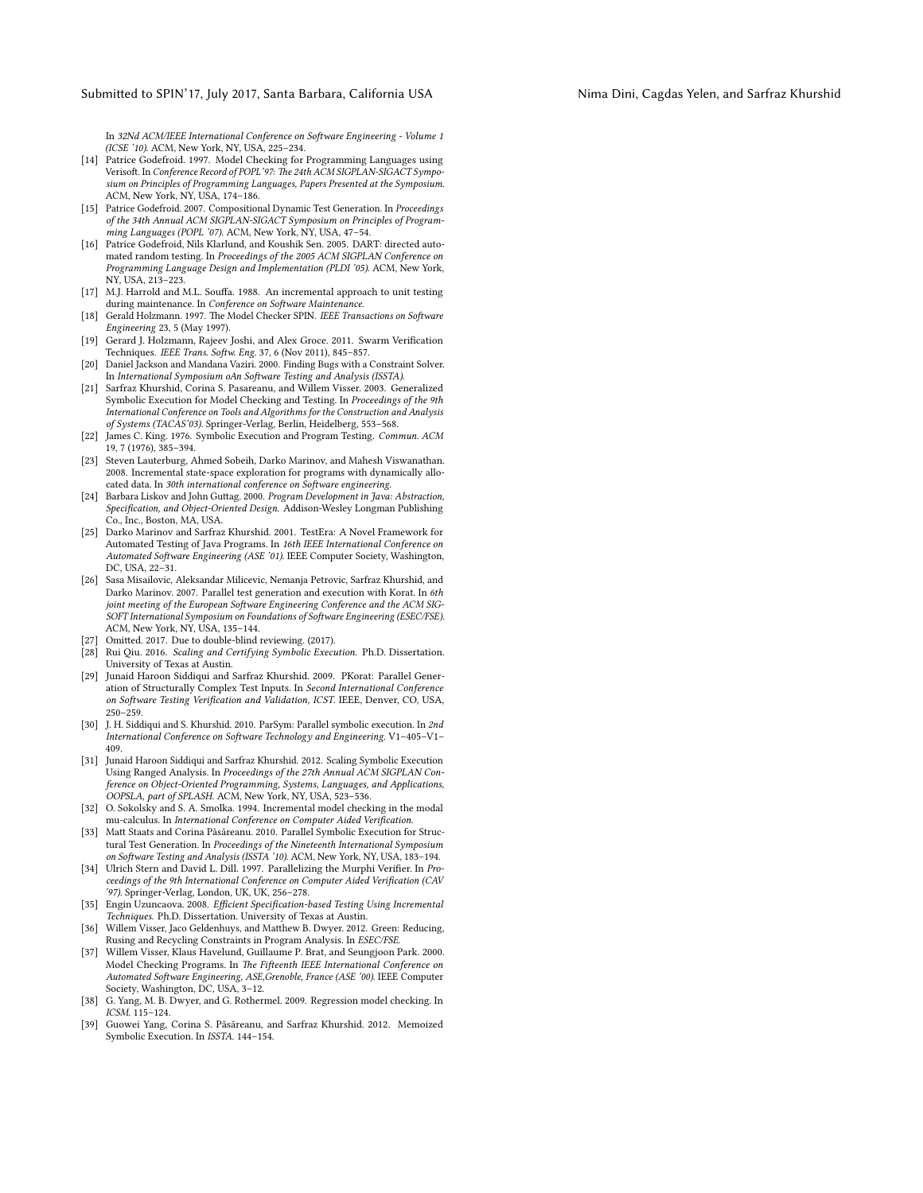In *32Nd ACM/IEEE International Conference on Software Engineering - Volume 1 (ICSE '10)*. ACM, New York, NY, USA, 225–234.

- [14] Patrice Godefroid. 1997. Model Checking for Programming Languages using Verisoft. In *Conference Record of POPL'97: The 24th ACM SIGPLAN-SIGACT Symposium on Principles of Programming Languages, Papers Presented at the Symposium.* ACM, New York, NY, USA, 174–186.
- [15] Patrice Godefroid. 2007. Compositional Dynamic Test Generation. In *Proceedings of the 34th Annual ACM SIGPLAN-SIGACT Symposium on Principles of Programming Languages (POPL '07)*. ACM, New York, NY, USA, 47–54.
- [16] Patrice Godefroid, Nils Klarlund, and Koushik Sen. 2005. DART: directed automated random testing. In *Proceedings of the 2005 ACM SIGPLAN Conference on Programming Language Design and Implementation (PLDI '05)*. ACM, New York, NY, USA, 213–223.
- [17] M.J. Harrold and M.L. Souffa. 1988. An incremental approach to unit testing during maintenance. In *Conference on Software Maintenance.*
- [18] Gerald Holzmann. 1997. The Model Checker SPIN. *IEEE Transactions on Software Engineering* 23, 5 (May 1997).
- [19] Gerard J. Holzmann, Rajeev Joshi, and Alex Groce. 2011. Swarm Verification Techniques. *IEEE Trans. Softw. Eng.* 37, 6 (Nov 2011), 845–857.
- [20] Daniel Jackson and Mandana Vaziri. 2000. Finding Bugs with a Constraint Solver. In *International Symposium oAn Software Testing and Analysis (ISSTA).*
- [21] Sarfraz Khurshid, Corina S. Pasareanu, and Willem Visser. 2003. Generalized Symbolic Execution for Model Checking and Testing. In *Proceedings of the 9th International Conference on Tools and Algorithms for the Construction and Analysis of Systems (TACAS'03)*. Springer-Verlag, Berlin, Heidelberg, 553–568.
- [22] James C. King. 1976. Symbolic Execution and Program Testing. *Commun. ACM* 19, 7 (1976), 385–394.
- [23] Steven Lauterburg, Ahmed Sobeih, Darko Marinov, and Mahesh Viswanathan. 2008. Incremental state-space exploration for programs with dynamically allocated data. In *30th international conference on Software engineering.*
- [24] Barbara Liskov and John Guttag. 2000. *Program Development in Java: Abstraction, Specification, and Object-Oriented Design.* Addison-Wesley Longman Publishing Co., Inc., Boston, MA, USA.
- [25] Darko Marinov and Sarfraz Khurshid. 2001. TestEra: A Novel Framework for Automated Testing of Java Programs. In *16th IEEE International Conference on Automated Software Engineering (ASE '01)*. IEEE Computer Society, Washington, DC, USA, 22–31.
- [26] Sasa Misailovic, Aleksandar Milicevic, Nemanja Petrovic, Sarfraz Khurshid, and Darko Marinov. 2007. Parallel test generation and execution with Korat. In *6th joint meeting of the European Software Engineering Conference and the ACM SIGSOFT International Symposium on Foundations of Software Engineering (ESEC/FSE)*. ACM, New York, NY, USA, 135–144.
- [27] Omitted. 2017. Due to double-blind reviewing. (2017).
- [28] Rui Qiu. 2016. *Scaling and Certifying Symbolic Execution.* Ph.D. Dissertation. University of Texas at Austin.
- [29] Junaid Haroon Siddiqui and Sarfraz Khurshid. 2009. PKorat: Parallel Generation of Structurally Complex Test Inputs. In *Second International Conference on Software Testing Verification and Validation, ICST.* IEEE, Denver, CO, USA, 250–259.
- [30] J. H. Siddiqui and S. Khurshid. 2010. ParSym: Parallel symbolic execution. In *2nd International Conference on Software Technology and Engineering.* V1–405–V1–409.
- [31] Junaid Haroon Siddiqui and Sarfraz Khurshid. 2012. Scaling Symbolic Execution Using Ranged Analysis. In *Proceedings of the 27th Annual ACM SIGPLAN Conference on Object-Oriented Programming, Systems, Languages, and Applications, OOPSLA, part of SPLASH.* ACM, New York, NY, USA, 523–536.
- [32] O. Sokolsky and S. A. Smolka. 1994. Incremental model checking in the modal mu-calculus. In *International Conference on Computer Aided Verification.*
- [33] Matt Staats and Corina Păsăreanu. 2010. Parallel Symbolic Execution for Structural Test Generation. In *Proceedings of the Nineteenth International Symposium on Software Testing and Analysis (ISSTA '10)*. ACM, New York, NY, USA, 183–194.
- [34] Ulrich Stern and David L. Dill. 1997. Parallelizing the Murphi Verifier. In *Proceedings of the 9th International Conference on Computer Aided Verification (CAV '97)*. Springer-Verlag, London, UK, UK, 256–278.
- [35] Engin Uzuncaova. 2008. *Efficient Specification-based Testing Using Incremental Techniques.* Ph.D. Dissertation. University of Texas at Austin.
- [36] Willem Visser, Jaco Geldenhuys, and Matthew B. Dwyer. 2012. Green: Reducing, Rusing and Recycling Constraints in Program Analysis. In *ESEC/FSE.*
- [37] Willem Visser, Klaus Havelund, Guillaume P. Brat, and Seungjoon Park. 2000. Model Checking Programs. In *The Fifteenth IEEE International Conference on Automated Software Engineering, ASE,Grenoble, France (ASE '00)*. IEEE Computer Society, Washington, DC, USA, 3–12.
- [38] G. Yang, M. B. Dwyer, and G. Rothermel. 2009. Regression model checking. In *ICSM.* 115–124.
- [39] Guowei Yang, Corina S. Păsăreanu, and Sarfraz Khurshid. 2012. Memoized Symbolic Execution. In *ISSTA.* 144–154.